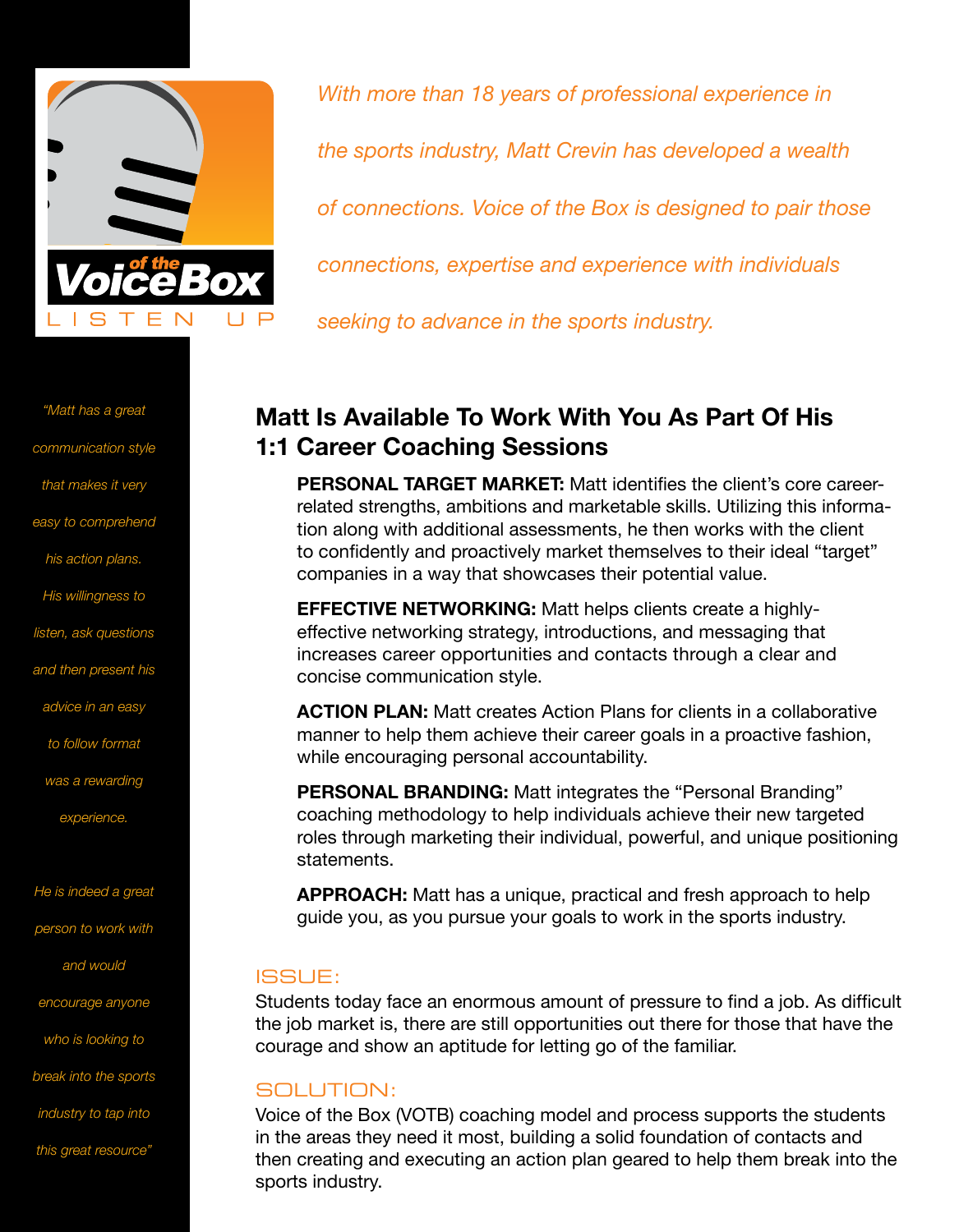Voice of the Box

LISTEN UP

*With more than 18 years of professional experience in the sports industry, Matt Crevin has developed a wealth of connections. Voice of the Box is designed to pair those connections, expertise and experience with individuals seeking to advance in the sports industry.*

*"Matt has a great communication style that makes it very easy to comprehend his action plans. His willingness to listen, ask questions and then present his advice in an easy to follow format was a rewarding experience.*

*He is indeed a great person to work with and would encourage anyone who is looking to break into the sports industry to tap into this great resource"*

## Matt Is Available To Work With You As Part Of His 1:1 Career Coaching Sessions

**PERSONAL TARGET MARKET:** Matt identifies the client's core career-related strengths, ambitions and marketable skills. Utilizing this information along with additional assessments, he then works with the client to confidently and proactively market themselves to their ideal "target" companies in a way that showcases their potential value.

**EFFECTIVE NETWORKING:** Matt helps clients create a highly-effective networking strategy, introductions, and messaging that increases career opportunities and contacts through a clear and concise communication style.

**ACTION PLAN:** Matt creates Action Plans for clients in a collaborative manner to help them achieve their career goals in a proactive fashion, while encouraging personal accountability.

**PERSONAL BRANDING:** Matt integrates the "Personal Branding" coaching methodology to help individuals achieve their new targeted roles through marketing their individual, powerful, and unique positioning statements.

**APPROACH:** Matt has a unique, practical and fresh approach to help guide you, as you pursue your goals to work in the sports industry.

### ISSUE:

Students today face an enormous amount of pressure to find a job. As difficult the job market is, there are still opportunities out there for those that have the courage and show an aptitude for letting go of the familiar.

### SOLUTION:

Voice of the Box (VOTB) coaching model and process supports the students in the areas they need it most, building a solid foundation of contacts and then creating and executing an action plan geared to help them break into the sports industry.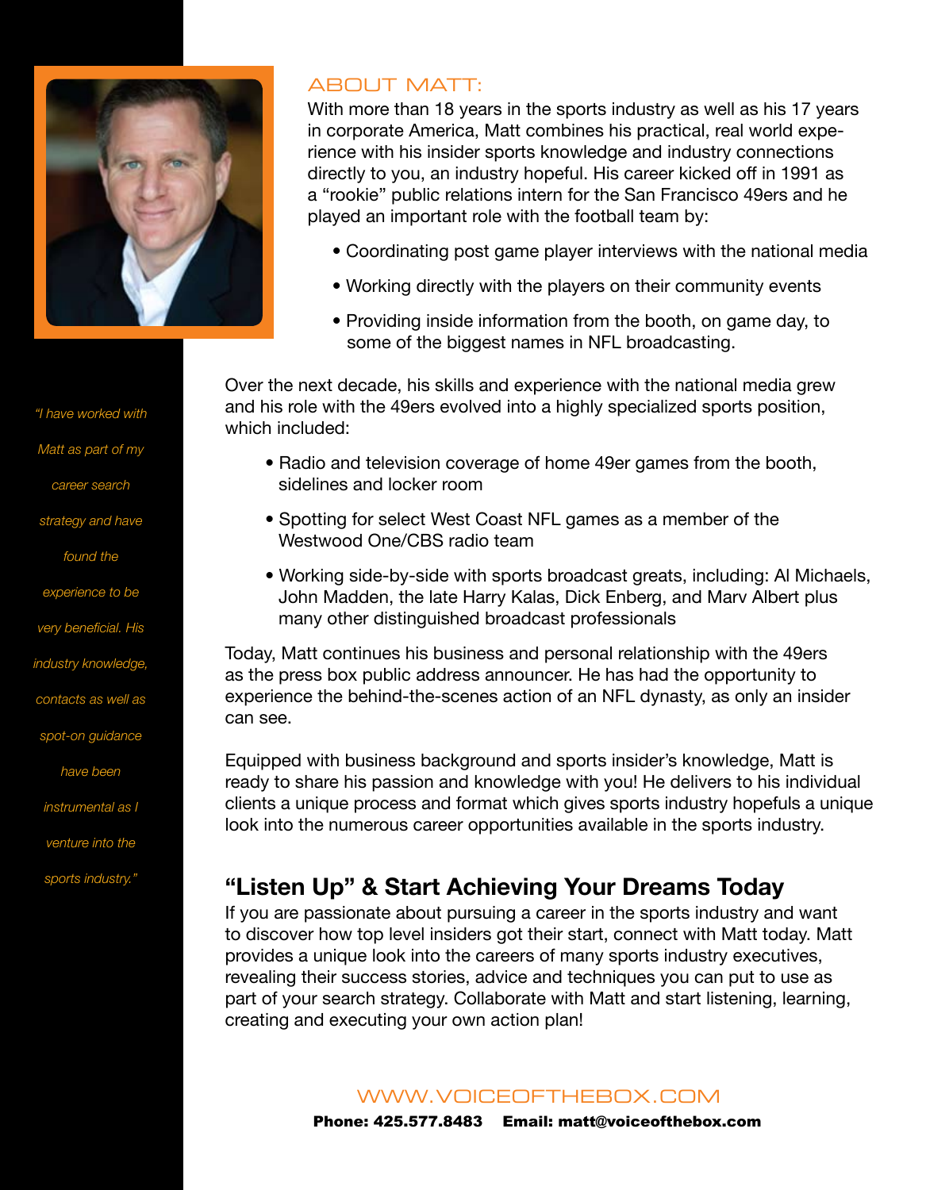## ABOUT MATT:

With more than 18 years in the sports industry as well as his 17 years in corporate America, Matt combines his practical, real world experience with his insider sports knowledge and industry connections directly to you, an industry hopeful. His career kicked off in 1991 as a "rookie" public relations intern for the San Francisco 49ers and he played an important role with the football team by:

- Coordinating post game player interviews with the national media
- Working directly with the players on their community events
- Providing inside information from the booth, on game day, to some of the biggest names in NFL broadcasting.

*"I have worked with Matt as part of my career search strategy and have found the experience to be very beneficial. His industry knowledge, contacts as well as spot-on guidance have been instrumental as I venture into the sports industry."*

Over the next decade, his skills and experience with the national media grew and his role with the 49ers evolved into a highly specialized sports position, which included:

- Radio and television coverage of home 49er games from the booth, sidelines and locker room
- Spotting for select West Coast NFL games as a member of the Westwood One/CBS radio team
- Working side-by-side with sports broadcast greats, including: Al Michaels, John Madden, the late Harry Kalas, Dick Enberg, and Marv Albert plus many other distinguished broadcast professionals

Today, Matt continues his business and personal relationship with the 49ers as the press box public address announcer. He has had the opportunity to experience the behind-the-scenes action of an NFL dynasty, as only an insider can see.

Equipped with business background and sports insider's knowledge, Matt is ready to share his passion and knowledge with you! He delivers to his individual clients a unique process and format which gives sports industry hopefuls a unique look into the numerous career opportunities available in the sports industry.

## "Listen Up" & Start Achieving Your Dreams Today

If you are passionate about pursuing a career in the sports industry and want to discover how top level insiders got their start, connect with Matt today. Matt provides a unique look into the careers of many sports industry executives, revealing their success stories, advice and techniques you can put to use as part of your search strategy. Collaborate with Matt and start listening, learning, creating and executing your own action plan!

WWW.VOICEOFTHEBOX.COM

**Phone: 425.577.8483 Email: matt@voiceofthebox.com**